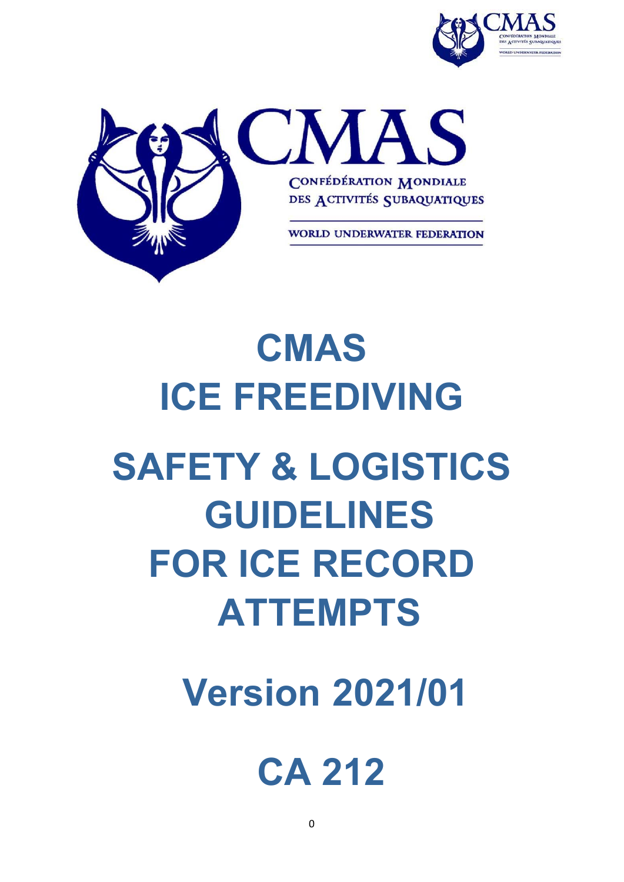CONFÉDÉRATION MONDIALE DES ACTIVITÉS SUBAQUATIQUES

WORLD UNDERWATER FEDERATION

# CMAS ICE FREEDIVING

# SAFETY & LOGISTICS GUIDELINES FOR ICE RECORD ATTEMPTS

## Version 2021/01

## CA 212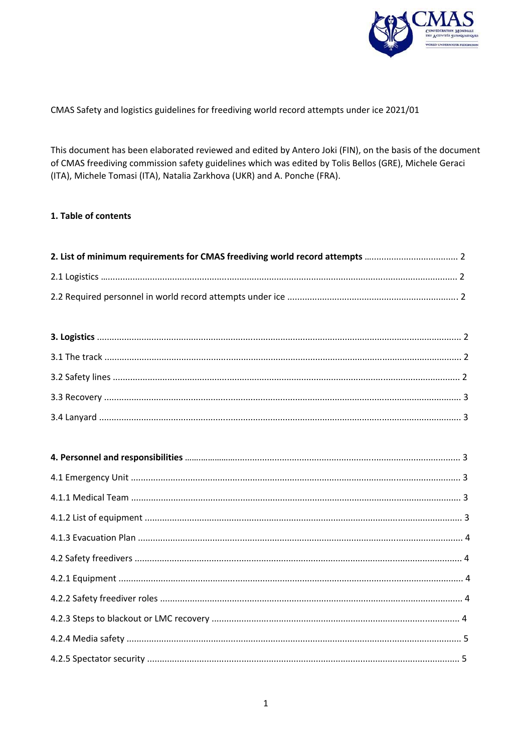CMAS Safety and logistics guidelines for freediving world record attempts under ice 2021/01

This document has been elaborated reviewed and edited by Antero Joki (FIN), on the basis of the document of CMAS freediving commission safety guidelines which was edited by Tolis Bellos (GRE), Michele Geraci (ITA), Michele Tomasi (ITA), Natalia Zarkhova (UKR) and A. Ponche (FRA).

## 1. Table of contents

**2. List of minimum requirements for CMAS freediving world record attempts** ..... 2

2.1 Logistics ..... 2

2.2 Required personnel in world record attempts under ice ..... 2

**3. Logistics** ..... 2

3.1 The track ..... 2

3.2 Safety lines ..... 2

3.3 Recovery ..... 3

3.4 Lanyard ..... 3

**4. Personnel and responsibilities** ..... 3

4.1 Emergency Unit ..... 3

4.1.1 Medical Team ..... 3

4.1.2 List of equipment ..... 3

4.1.3 Evacuation Plan ..... 4

4.2 Safety freedivers ..... 4

4.2.1 Equipment ..... 4

4.2.2 Safety freediver roles ..... 4

4.2.3 Steps to blackout or LMC recovery ..... 4

4.2.4 Media safety ..... 5

4.2.5 Spectator security ..... 5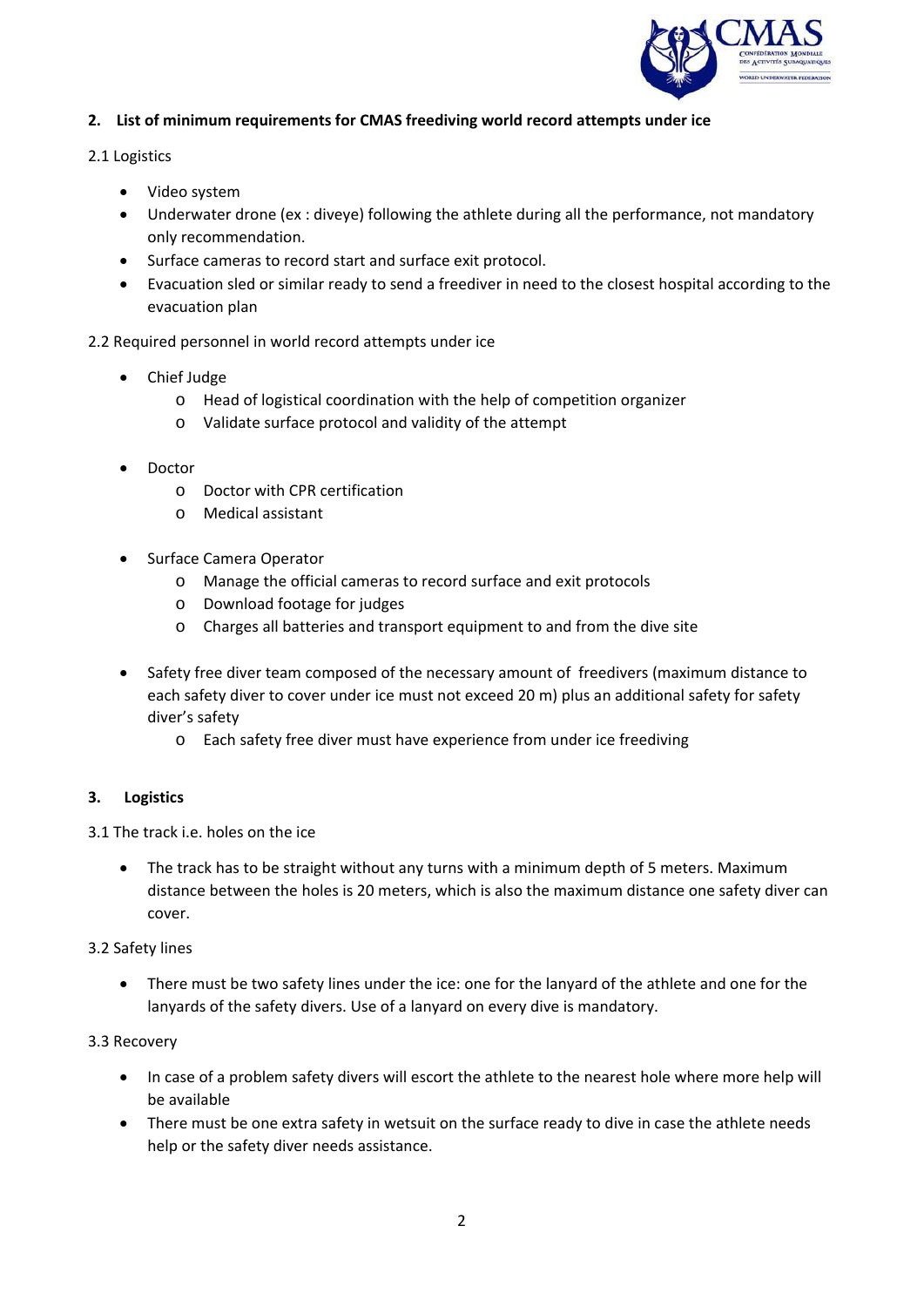## 2. List of minimum requirements for CMAS freediving world record attempts under ice

2.1 Logistics

- Video system
- Underwater drone (ex : diveye) following the athlete during all the performance, not mandatory only recommendation.
- Surface cameras to record start and surface exit protocol.
- Evacuation sled or similar ready to send a freediver in need to the closest hospital according to the evacuation plan

2.2 Required personnel in world record attempts under ice

- Chief Judge
  - Head of logistical coordination with the help of competition organizer
  - Validate surface protocol and validity of the attempt
- Doctor
  - Doctor with CPR certification
  - Medical assistant
- Surface Camera Operator
  - Manage the official cameras to record surface and exit protocols
  - Download footage for judges
  - Charges all batteries and transport equipment to and from the dive site
- Safety free diver team composed of the necessary amount of freedivers (maximum distance to each safety diver to cover under ice must not exceed 20 m) plus an additional safety for safety diver's safety
  - Each safety free diver must have experience from under ice freediving

## 3. Logistics

3.1 The track i.e. holes on the ice

- The track has to be straight without any turns with a minimum depth of 5 meters. Maximum distance between the holes is 20 meters, which is also the maximum distance one safety diver can cover.

3.2 Safety lines

- There must be two safety lines under the ice: one for the lanyard of the athlete and one for the lanyards of the safety divers. Use of a lanyard on every dive is mandatory.

3.3 Recovery

- In case of a problem safety divers will escort the athlete to the nearest hole where more help will be available
- There must be one extra safety in wetsuit on the surface ready to dive in case the athlete needs help or the safety diver needs assistance.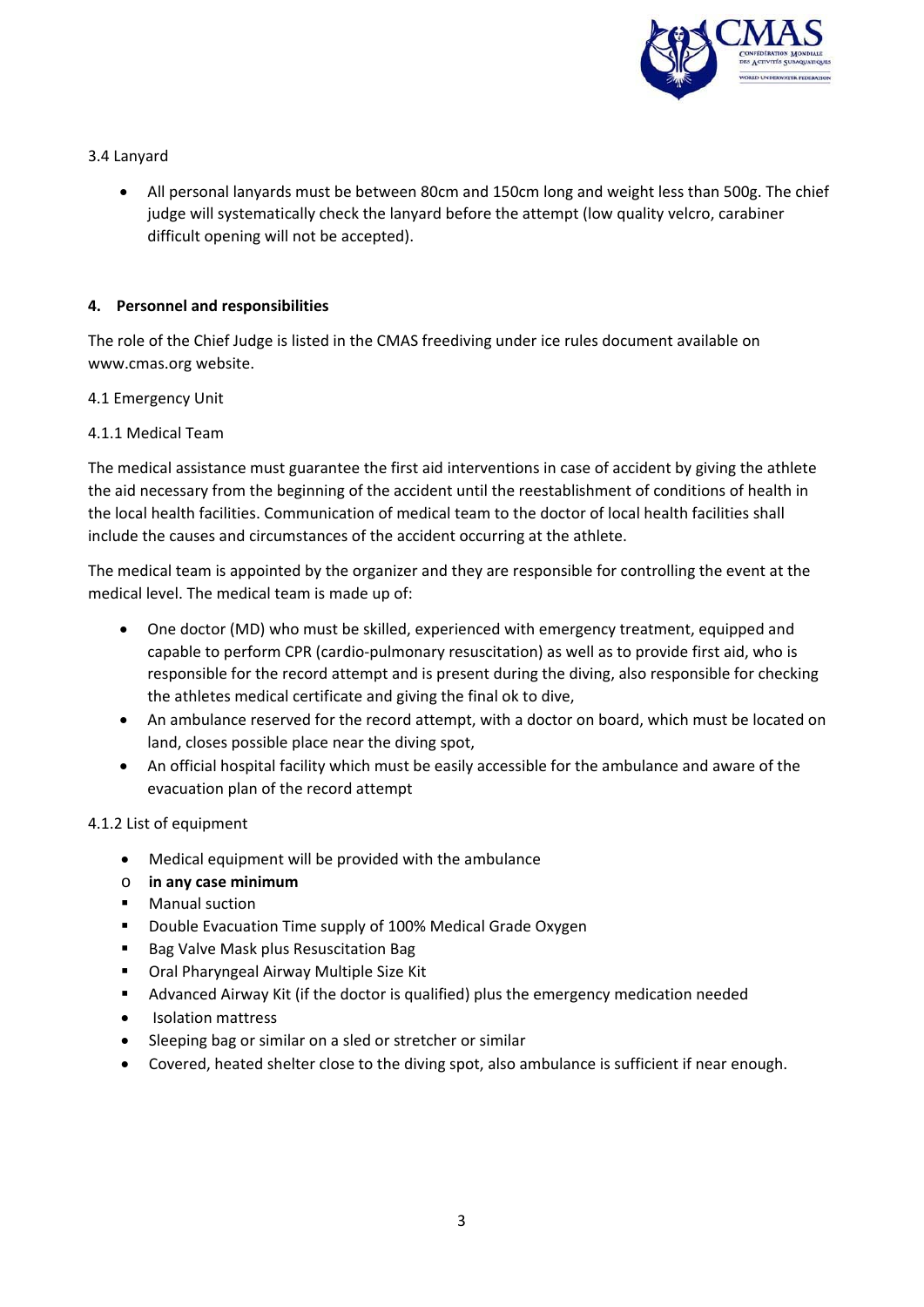3.4 Lanyard

- All personal lanyards must be between 80cm and 150cm long and weight less than 500g. The chief judge will systematically check the lanyard before the attempt (low quality velcro, carabiner difficult opening will not be accepted).

## 4. Personnel and responsibilities

The role of the Chief Judge is listed in the CMAS freediving under ice rules document available on www.cmas.org website.

4.1 Emergency Unit

4.1.1 Medical Team

The medical assistance must guarantee the first aid interventions in case of accident by giving the athlete the aid necessary from the beginning of the accident until the reestablishment of conditions of health in the local health facilities. Communication of medical team to the doctor of local health facilities shall include the causes and circumstances of the accident occurring at the athlete.

The medical team is appointed by the organizer and they are responsible for controlling the event at the medical level. The medical team is made up of:

- One doctor (MD) who must be skilled, experienced with emergency treatment, equipped and capable to perform CPR (cardio-pulmonary resuscitation) as well as to provide first aid, who is responsible for the record attempt and is present during the diving, also responsible for checking the athletes medical certificate and giving the final ok to dive,
- An ambulance reserved for the record attempt, with a doctor on board, which must be located on land, closes possible place near the diving spot,
- An official hospital facility which must be easily accessible for the ambulance and aware of the evacuation plan of the record attempt

4.1.2 List of equipment

- Medical equipment will be provided with the ambulance
  - **in any case minimum**
    - Manual suction
    - Double Evacuation Time supply of 100% Medical Grade Oxygen
    - Bag Valve Mask plus Resuscitation Bag
    - Oral Pharyngeal Airway Multiple Size Kit
    - Advanced Airway Kit (if the doctor is qualified) plus the emergency medication needed
- Isolation mattress
- Sleeping bag or similar on a sled or stretcher or similar
- Covered, heated shelter close to the diving spot, also ambulance is sufficient if near enough.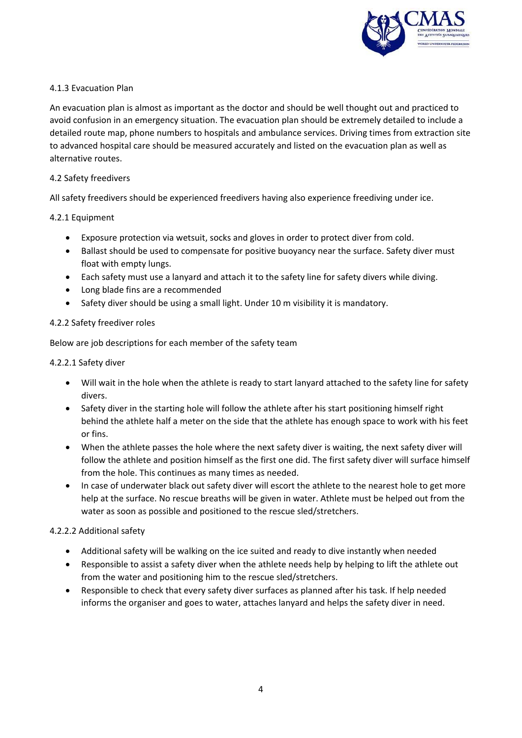#### 4.1.3 Evacuation Plan

An evacuation plan is almost as important as the doctor and should be well thought out and practiced to avoid confusion in an emergency situation. The evacuation plan should be extremely detailed to include a detailed route map, phone numbers to hospitals and ambulance services. Driving times from extraction site to advanced hospital care should be measured accurately and listed on the evacuation plan as well as alternative routes.

### 4.2 Safety freedivers

All safety freedivers should be experienced freedivers having also experience freediving under ice.

#### 4.2.1 Equipment

- Exposure protection via wetsuit, socks and gloves in order to protect diver from cold.
- Ballast should be used to compensate for positive buoyancy near the surface. Safety diver must float with empty lungs.
- Each safety must use a lanyard and attach it to the safety line for safety divers while diving.
- Long blade fins are a recommended
- Safety diver should be using a small light. Under 10 m visibility it is mandatory.

#### 4.2.2 Safety freediver roles

Below are job descriptions for each member of the safety team

##### 4.2.2.1 Safety diver

- Will wait in the hole when the athlete is ready to start lanyard attached to the safety line for safety divers.
- Safety diver in the starting hole will follow the athlete after his start positioning himself right behind the athlete half a meter on the side that the athlete has enough space to work with his feet or fins.
- When the athlete passes the hole where the next safety diver is waiting, the next safety diver will follow the athlete and position himself as the first one did. The first safety diver will surface himself from the hole. This continues as many times as needed.
- In case of underwater black out safety diver will escort the athlete to the nearest hole to get more help at the surface. No rescue breaths will be given in water. Athlete must be helped out from the water as soon as possible and positioned to the rescue sled/stretchers.

##### 4.2.2.2 Additional safety

- Additional safety will be walking on the ice suited and ready to dive instantly when needed
- Responsible to assist a safety diver when the athlete needs help by helping to lift the athlete out from the water and positioning him to the rescue sled/stretchers.
- Responsible to check that every safety diver surfaces as planned after his task. If help needed informs the organiser and goes to water, attaches lanyard and helps the safety diver in need.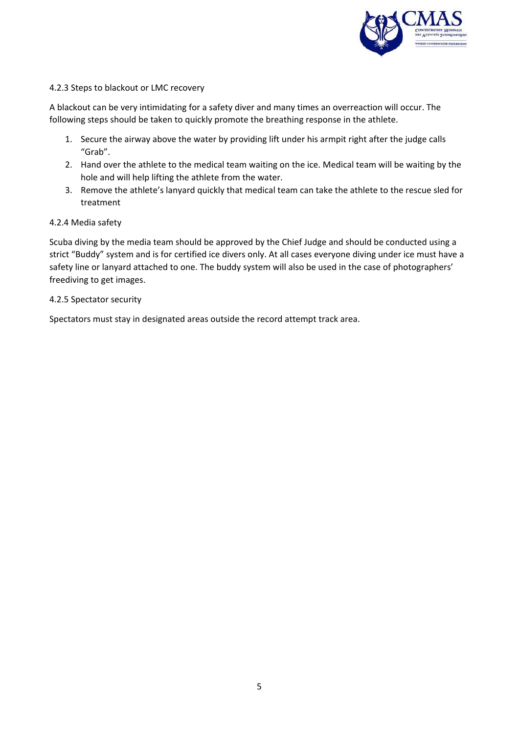#### 4.2.3 Steps to blackout or LMC recovery

A blackout can be very intimidating for a safety diver and many times an overreaction will occur. The following steps should be taken to quickly promote the breathing response in the athlete.

1. Secure the airway above the water by providing lift under his armpit right after the judge calls "Grab".
2. Hand over the athlete to the medical team waiting on the ice. Medical team will be waiting by the hole and will help lifting the athlete from the water.
3. Remove the athlete's lanyard quickly that medical team can take the athlete to the rescue sled for treatment

#### 4.2.4 Media safety

Scuba diving by the media team should be approved by the Chief Judge and should be conducted using a strict "Buddy" system and is for certified ice divers only. At all cases everyone diving under ice must have a safety line or lanyard attached to one. The buddy system will also be used in the case of photographers' freediving to get images.

#### 4.2.5 Spectator security

Spectators must stay in designated areas outside the record attempt track area.